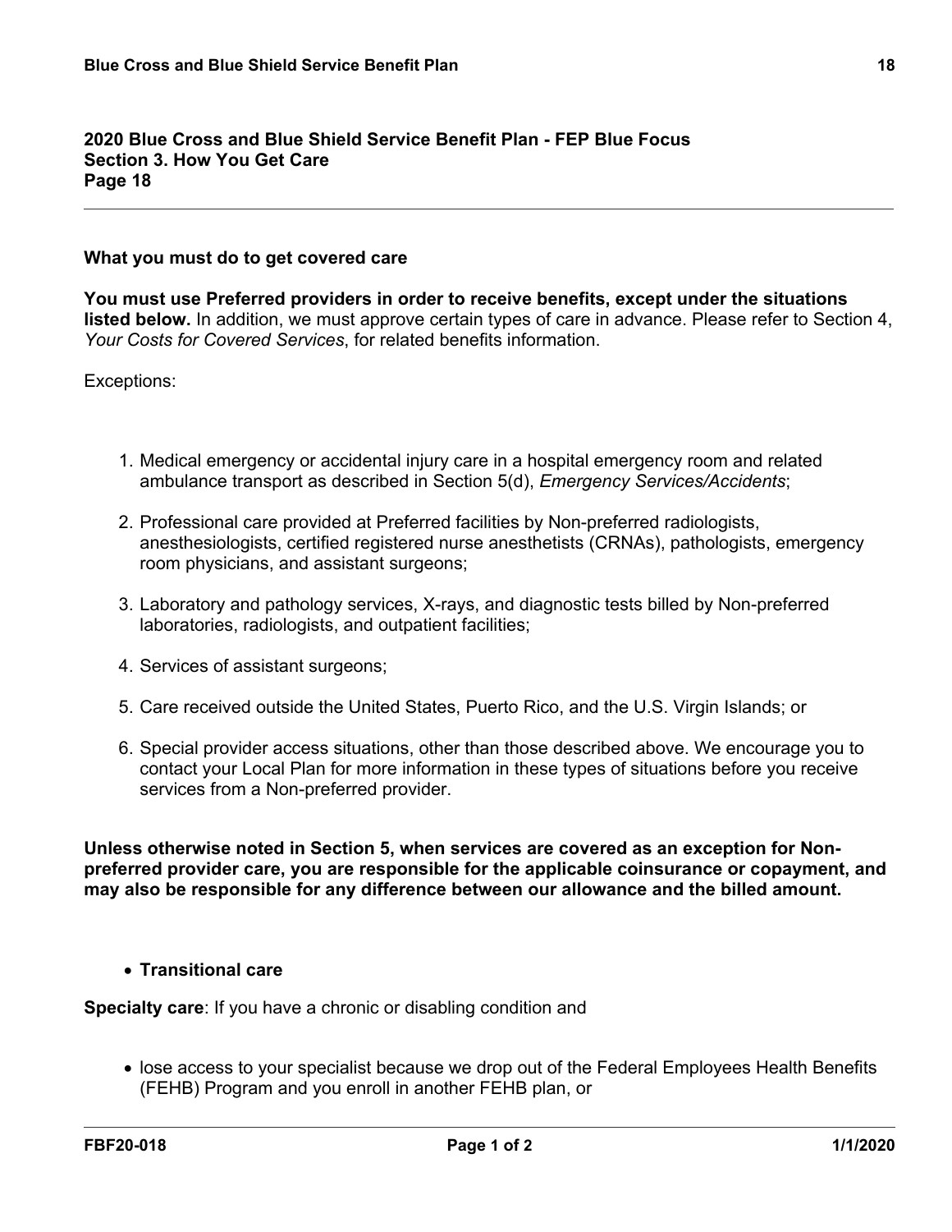## 2020 Blue Cross and Blue Shield Service Benefit Plan - FEP Blue Focus
## Section 3. How You Get Care
## Page 18

### What you must do to get covered care

**You must use Preferred providers in order to receive benefits, except under the situations listed below.** In addition, we must approve certain types of care in advance. Please refer to Section 4, *Your Costs for Covered Services*, for related benefits information.

Exceptions:

1. Medical emergency or accidental injury care in a hospital emergency room and related ambulance transport as described in Section 5(d), *Emergency Services/Accidents*;
2. Professional care provided at Preferred facilities by Non-preferred radiologists, anesthesiologists, certified registered nurse anesthetists (CRNAs), pathologists, emergency room physicians, and assistant surgeons;
3. Laboratory and pathology services, X-rays, and diagnostic tests billed by Non-preferred laboratories, radiologists, and outpatient facilities;
4. Services of assistant surgeons;
5. Care received outside the United States, Puerto Rico, and the U.S. Virgin Islands; or
6. Special provider access situations, other than those described above. We encourage you to contact your Local Plan for more information in these types of situations before you receive services from a Non-preferred provider.

**Unless otherwise noted in Section 5, when services are covered as an exception for Non-preferred provider care, you are responsible for the applicable coinsurance or copayment, and may also be responsible for any difference between our allowance and the billed amount.**

- **Transitional care**

**Specialty care**: If you have a chronic or disabling condition and

- lose access to your specialist because we drop out of the Federal Employees Health Benefits (FEHB) Program and you enroll in another FEHB plan, or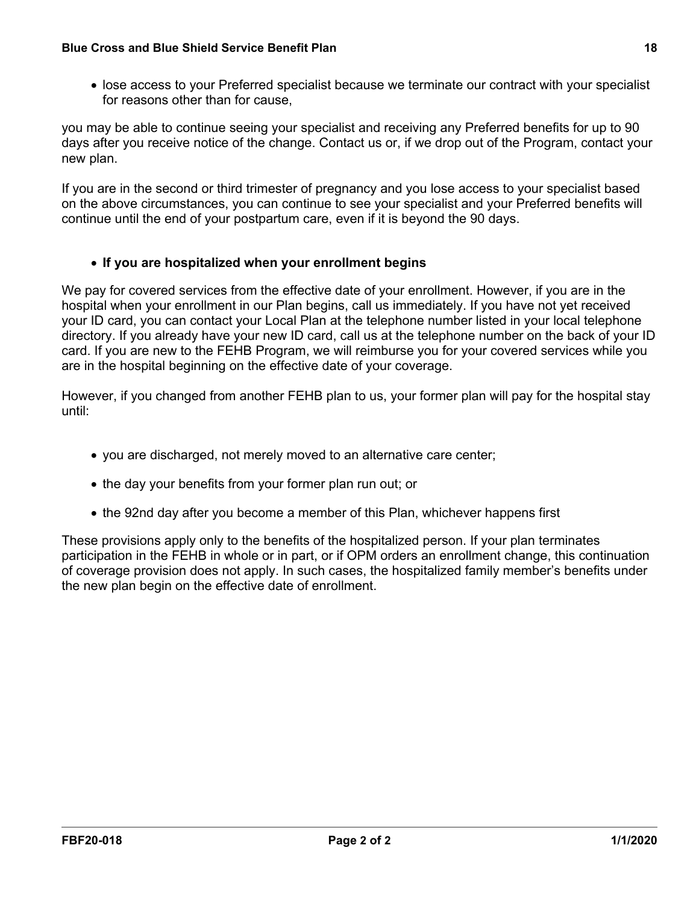- lose access to your Preferred specialist because we terminate our contract with your specialist for reasons other than for cause,

you may be able to continue seeing your specialist and receiving any Preferred benefits for up to 90 days after you receive notice of the change. Contact us or, if we drop out of the Program, contact your new plan.

If you are in the second or third trimester of pregnancy and you lose access to your specialist based on the above circumstances, you can continue to see your specialist and your Preferred benefits will continue until the end of your postpartum care, even if it is beyond the 90 days.

- **If you are hospitalized when your enrollment begins**

We pay for covered services from the effective date of your enrollment. However, if you are in the hospital when your enrollment in our Plan begins, call us immediately. If you have not yet received your ID card, you can contact your Local Plan at the telephone number listed in your local telephone directory. If you already have your new ID card, call us at the telephone number on the back of your ID card. If you are new to the FEHB Program, we will reimburse you for your covered services while you are in the hospital beginning on the effective date of your coverage.

However, if you changed from another FEHB plan to us, your former plan will pay for the hospital stay until:

- you are discharged, not merely moved to an alternative care center;
- the day your benefits from your former plan run out; or
- the 92nd day after you become a member of this Plan, whichever happens first

These provisions apply only to the benefits of the hospitalized person. If your plan terminates participation in the FEHB in whole or in part, or if OPM orders an enrollment change, this continuation of coverage provision does not apply. In such cases, the hospitalized family member's benefits under the new plan begin on the effective date of enrollment.